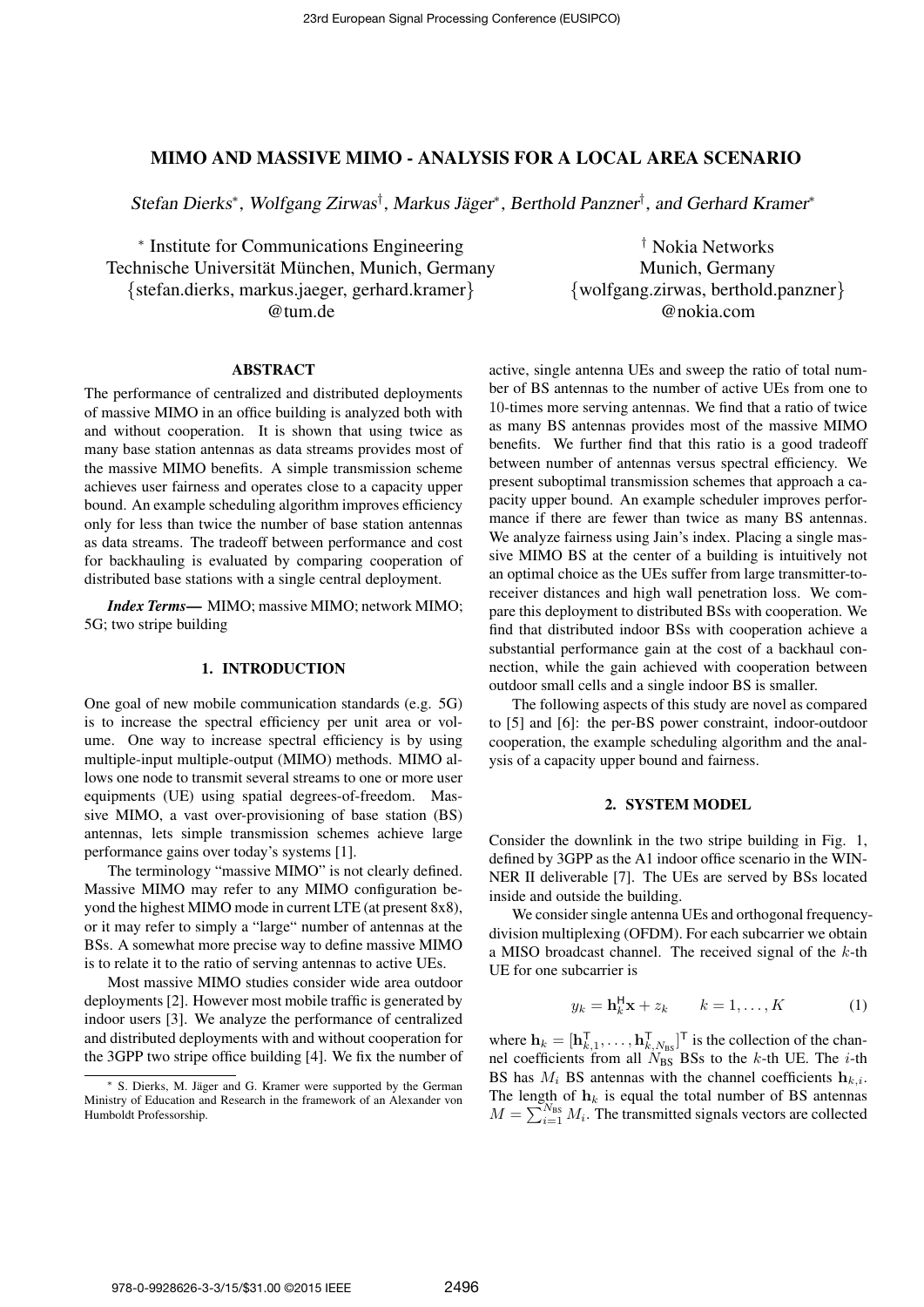# MIMO AND MASSIVE MIMO - ANALYSIS FOR A LOCAL AREA SCENARIO

Stefan Dierks*, Wolfgang Zirwas†, Markus Jäger*, Berthold Panzner†, and Gerhard Kramer*

\* Institute for Communications Engineering
Technische Universität München, Munich, Germany
{stefan.dierks, markus.jaeger, gerhard.kramer}
@tum.de

† Nokia Networks
Munich, Germany
{wolfgang.zirwas, berthold.panzner}
@nokia.com

## ABSTRACT

The performance of centralized and distributed deployments of massive MIMO in an office building is analyzed both with and without cooperation. It is shown that using twice as many base station antennas as data streams provides most of the massive MIMO benefits. A simple transmission scheme achieves user fairness and operates close to a capacity upper bound. An example scheduling algorithm improves efficiency only for less than twice the number of base station antennas as data streams. The tradeoff between performance and cost for backhauling is evaluated by comparing cooperation of distributed base stations with a single central deployment.

***Index Terms***— MIMO; massive MIMO; network MIMO; 5G; two stripe building

## 1. INTRODUCTION

One goal of new mobile communication standards (e.g. 5G) is to increase the spectral efficiency per unit area or volume. One way to increase spectral efficiency is by using multiple-input multiple-output (MIMO) methods. MIMO allows one node to transmit several streams to one or more user equipments (UE) using spatial degrees-of-freedom. Massive MIMO, a vast over-provisioning of base station (BS) antennas, lets simple transmission schemes achieve large performance gains over today's systems [1].

The terminology "massive MIMO" is not clearly defined. Massive MIMO may refer to any MIMO configuration beyond the highest MIMO mode in current LTE (at present 8x8), or it may refer to simply a "large" number of antennas at the BSs. A somewhat more precise way to define massive MIMO is to relate it to the ratio of serving antennas to active UEs.

Most massive MIMO studies consider wide area outdoor deployments [2]. However most mobile traffic is generated by indoor users [3]. We analyze the performance of centralized and distributed deployments with and without cooperation for the 3GPP two stripe office building [4]. We fix the number of active, single antenna UEs and sweep the ratio of total number of BS antennas to the number of active UEs from one to 10-times more serving antennas. We find that a ratio of twice as many BS antennas provides most of the massive MIMO benefits. We further find that this ratio is a good tradeoff between number of antennas versus spectral efficiency. We present suboptimal transmission schemes that approach a capacity upper bound. An example scheduler improves performance if there are fewer than twice as many BS antennas. We analyze fairness using Jain's index. Placing a single massive MIMO BS at the center of a building is intuitively not an optimal choice as the UEs suffer from large transmitter-to-receiver distances and high wall penetration loss. We compare this deployment to distributed BSs with cooperation. We find that distributed indoor BSs with cooperation achieve a substantial performance gain at the cost of a backhaul connection, while the gain achieved with cooperation between outdoor small cells and a single indoor BS is smaller.

The following aspects of this study are novel as compared to [5] and [6]: the per-BS power constraint, indoor-outdoor cooperation, the example scheduling algorithm and the analysis of a capacity upper bound and fairness.

## 2. SYSTEM MODEL

Consider the downlink in the two stripe building in Fig. 1, defined by 3GPP as the A1 indoor office scenario in the WINNER II deliverable [7]. The UEs are served by BSs located inside and outside the building.

We consider single antenna UEs and orthogonal frequency-division multiplexing (OFDM). For each subcarrier we obtain a MISO broadcast channel. The received signal of the $k$-th UE for one subcarrier is

$$y_k = \mathbf{h}_k^{\mathsf{H}} \mathbf{x} + z_k \qquad k = 1, \dots, K \tag{1}$$

where $\mathbf{h}_k = [\mathbf{h}_{k,1}^{\mathsf{T}}, \dots, \mathbf{h}_{k,N_{\text{BS}}}^{\mathsf{T}}]^{\mathsf{T}}$ is the collection of the channel coefficients from all $N_{\text{BS}}$ BSs to the $k$-th UE. The $i$-th BS has $M_i$ BS antennas with the channel coefficients $\mathbf{h}_{k,i}$. The length of $\mathbf{h}_k$ is equal the total number of BS antennas $M = \sum_{i=1}^{N_{\text{BS}}} M_i$. The transmitted signals vectors are collected

---

\* S. Dierks, M. Jäger and G. Kramer were supported by the German Ministry of Education and Research in the framework of an Alexander von Humboldt Professorship.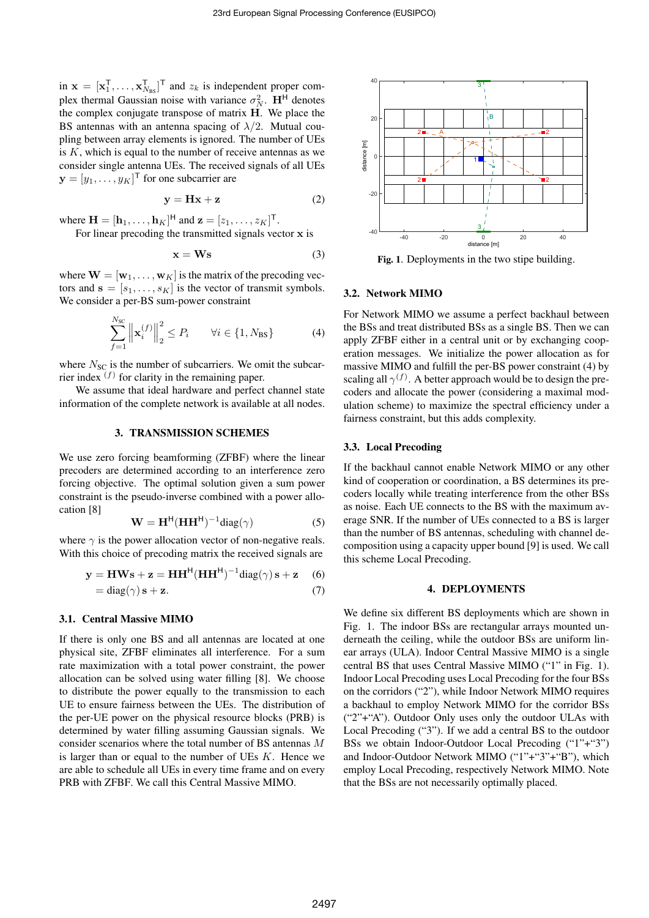in $\mathbf{x} = [\mathbf{x}_1^\mathsf{T}, \ldots, \mathbf{x}_{N_{\text{BS}}}^\mathsf{T}]^\mathsf{T}$ and $z_k$ is independent proper complex thermal Gaussian noise with variance $\sigma_N^2$. $\mathbf{H}^\mathsf{H}$ denotes the complex conjugate transpose of matrix $\mathbf{H}$. We place the BS antennas with an antenna spacing of $\lambda/2$. Mutual coupling between array elements is ignored. The number of UEs is $K$, which is equal to the number of receive antennas as we consider single antenna UEs. The received signals of all UEs $\mathbf{y} = [y_1, \ldots, y_K]^\mathsf{T}$ for one subcarrier are

$$\mathbf{y} = \mathbf{H}\mathbf{x} + \mathbf{z} \tag{2}$$

where $\mathbf{H} = [\mathbf{h}_1, \ldots, \mathbf{h}_K]^\mathsf{H}$ and $\mathbf{z} = [z_1, \ldots, z_K]^\mathsf{T}$.

For linear precoding the transmitted signals vector $\mathbf{x}$ is

$$\mathbf{x} = \mathbf{W}\mathbf{s} \tag{3}$$

where $\mathbf{W} = [\mathbf{w}_1, \ldots, \mathbf{w}_K]$ is the matrix of the precoding vectors and $\mathbf{s} = [s_1, \ldots, s_K]$ is the vector of transmit symbols. We consider a per-BS sum-power constraint

$$\sum_{f=1}^{N_{\text{SC}}} \left\| \mathbf{x}_i^{(f)} \right\|_2^2 \leq P_i \qquad \forall i \in \{1, N_{\text{BS}}\} \tag{4}$$

where $N_{\text{SC}}$ is the number of subcarriers. We omit the subcarrier index $^{(f)}$ for clarity in the remaining paper.

We assume that ideal hardware and perfect channel state information of the complete network is available at all nodes.

## 3. TRANSMISSION SCHEMES

We use zero forcing beamforming (ZFBF) where the linear precoders are determined according to an interference zero forcing objective. The optimal solution given a sum power constraint is the pseudo-inverse combined with a power allocation [8]

$$\mathbf{W} = \mathbf{H}^\mathsf{H}(\mathbf{H}\mathbf{H}^\mathsf{H})^{-1}\text{diag}(\gamma) \tag{5}$$

where $\gamma$ is the power allocation vector of non-negative reals. With this choice of precoding matrix the received signals are

$$\mathbf{y} = \mathbf{H}\mathbf{W}\mathbf{s} + \mathbf{z} = \mathbf{H}\mathbf{H}^\mathsf{H}(\mathbf{H}\mathbf{H}^\mathsf{H})^{-1}\text{diag}(\gamma)\,\mathbf{s} + \mathbf{z} \tag{6}$$

$$= \text{diag}(\gamma)\,\mathbf{s} + \mathbf{z}. \tag{7}$$

### 3.1. Central Massive MIMO

If there is only one BS and all antennas are located at one physical site, ZFBF eliminates all interference. For a sum rate maximization with a total power constraint, the power allocation can be solved using water filling [8]. We choose to distribute the power equally to the transmission to each UE to ensure fairness between the UEs. The distribution of the per-UE power on the physical resource blocks (PRB) is determined by water filling assuming Gaussian signals. We consider scenarios where the total number of BS antennas $M$ is larger than or equal to the number of UEs $K$. Hence we are able to schedule all UEs in every time frame and on every PRB with ZFBF. We call this Central Massive MIMO.

40
20
0
-20
-40
distance [m]
-40
-20
0
20
40
distance [m]
3
B
2
A
2
1
2
2
3

Fig. 1. Deployments in the two stipe building.

### 3.2. Network MIMO

For Network MIMO we assume a perfect backhaul between the BSs and treat distributed BSs as a single BS. Then we can apply ZFBF either in a central unit or by exchanging cooperation messages. We initialize the power allocation as for massive MIMO and fulfill the per-BS power constraint (4) by scaling all $\gamma^{(f)}$. A better approach would be to design the precoders and allocate the power (considering a maximal modulation scheme) to maximize the spectral efficiency under a fairness constraint, but this adds complexity.

### 3.3. Local Precoding

If the backhaul cannot enable Network MIMO or any other kind of cooperation or coordination, a BS determines its precoders locally while treating interference from the other BSs as noise. Each UE connects to the BS with the maximum average SNR. If the number of UEs connected to a BS is larger than the number of BS antennas, scheduling with channel decomposition using a capacity upper bound [9] is used. We call this scheme Local Precoding.

## 4. DEPLOYMENTS

We define six different BS deployments which are shown in Fig. 1. The indoor BSs are rectangular arrays mounted underneath the ceiling, while the outdoor BSs are uniform linear arrays (ULA). Indoor Central Massive MIMO is a single central BS that uses Central Massive MIMO ("1" in Fig. 1). Indoor Local Precoding uses Local Precoding for the four BSs on the corridors ("2"), while Indoor Network MIMO requires a backhaul to employ Network MIMO for the corridor BSs ("2"+"A"). Outdoor Only uses only the outdoor ULAs with Local Precoding ("3"). If we add a central BS to the outdoor BSs we obtain Indoor-Outdoor Local Precoding ("1"+"3") and Indoor-Outdoor Network MIMO ("1"+"3"+"B"), which employ Local Precoding, respectively Network MIMO. Note that the BSs are not necessarily optimally placed.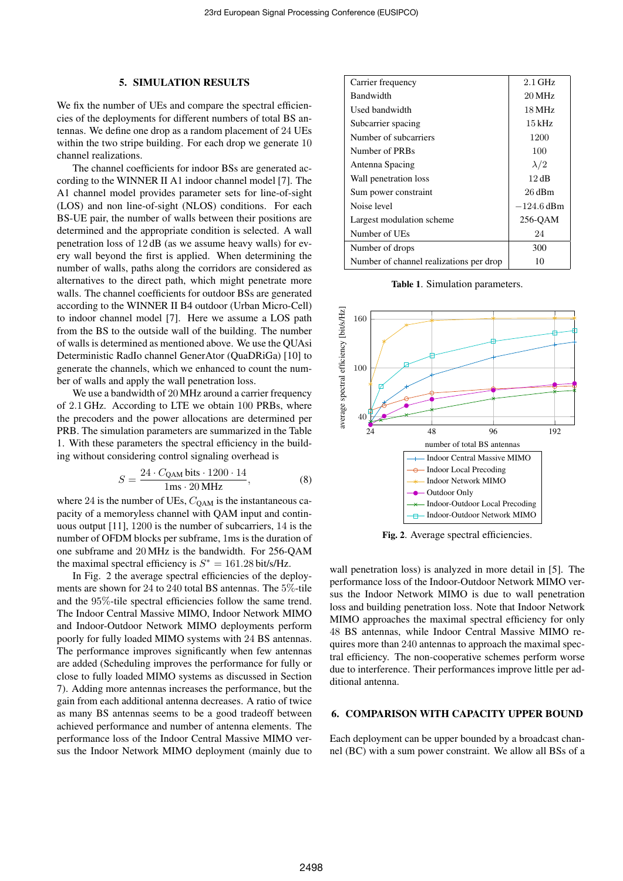## 5. SIMULATION RESULTS

We fix the number of UEs and compare the spectral efficiencies of the deployments for different numbers of total BS antennas. We define one drop as a random placement of 24 UEs within the two stripe building. For each drop we generate 10 channel realizations.

The channel coefficients for indoor BSs are generated according to the WINNER II A1 indoor channel model [7]. The A1 channel model provides parameter sets for line-of-sight (LOS) and non line-of-sight (NLOS) conditions. For each BS-UE pair, the number of walls between their positions are determined and the appropriate condition is selected. A wall penetration loss of 12 dB (as we assume heavy walls) for every wall beyond the first is applied. When determining the number of walls, paths along the corridors are considered as alternatives to the direct path, which might penetrate more walls. The channel coefficients for outdoor BSs are generated according to the WINNER II B4 outdoor (Urban Micro-Cell) to indoor channel model [7]. Here we assume a LOS path from the BS to the outside wall of the building. The number of walls is determined as mentioned above. We use the QUAsi Deterministic RadIo channel GenerAtor (QuaDRiGa) [10] to generate the channels, which we enhanced to count the number of walls and apply the wall penetration loss.

We use a bandwidth of 20 MHz around a carrier frequency of 2.1 GHz. According to LTE we obtain 100 PRBs, where the precoders and the power allocations are determined per PRB. The simulation parameters are summarized in the Table 1. With these parameters the spectral efficiency in the building without considering control signaling overhead is

$$S = \frac{24 \cdot C_{\text{QAM}}\,\text{bits} \cdot 1200 \cdot 14}{1\text{ms} \cdot 20\,\text{MHz}}, \tag{8}$$

where 24 is the number of UEs, $C_{\text{QAM}}$ is the instantaneous capacity of a memoryless channel with QAM input and continuous output [11], 1200 is the number of subcarriers, 14 is the number of OFDM blocks per subframe, 1ms is the duration of one subframe and 20 MHz is the bandwidth. For 256-QAM the maximal spectral efficiency is $S^* = 161.28$ bit/s/Hz.

| | |
|---|---|
| Carrier frequency | 2.1 GHz |
| Bandwidth | 20 MHz |
| Used bandwidth | 18 MHz |
| Subcarrier spacing | 15 kHz |
| Number of subcarriers | 1200 |
| Number of PRBs | 100 |
| Antenna Spacing | $\lambda/2$ |
| Wall penetration loss | 12 dB |
| Sum power constraint | 26 dBm |
| Noise level | $-124.6$ dBm |
| Largest modulation scheme | 256-QAM |
| Number of UEs | 24 |
| Number of drops | 300 |
| Number of channel realizations per drop | 10 |

**Table 1**. Simulation parameters.

average spectral efficiency [bit/s/Hz]
160
100
40
24
48
96
192
number of total BS antennas
Indoor Central Massive MIMO
Indoor Local Precoding
Indoor Network MIMO
Outdoor Only
Indoor-Outdoor Local Precoding
Indoor-Outdoor Network MIMO

**Fig. 2**. Average spectral efficiencies.

In Fig. 2 the average spectral efficiencies of the deployments are shown for 24 to 240 total BS antennas. The 5%-tile and the 95%-tile spectral efficiencies follow the same trend. The Indoor Central Massive MIMO, Indoor Network MIMO and Indoor-Outdoor Network MIMO deployments perform poorly for fully loaded MIMO systems with 24 BS antennas. The performance improves significantly when few antennas are added (Scheduling improves the performance for fully or close to fully loaded MIMO systems as discussed in Section 7). Adding more antennas increases the performance, but the gain from each additional antenna decreases. A ratio of twice as many BS antennas seems to be a good tradeoff between achieved performance and number of antenna elements. The performance loss of the Indoor Central Massive MIMO versus the Indoor Network MIMO deployment (mainly due to wall penetration loss) is analyzed in more detail in [5]. The performance loss of the Indoor-Outdoor Network MIMO versus the Indoor Network MIMO is due to wall penetration loss and building penetration loss. Note that Indoor Network MIMO approaches the maximal spectral efficiency for only 48 BS antennas, while Indoor Central Massive MIMO requires more than 240 antennas to approach the maximal spectral efficiency. The non-cooperative schemes perform worse due to interference. Their performances improve little per additional antenna.

## 6. COMPARISON WITH CAPACITY UPPER BOUND

Each deployment can be upper bounded by a broadcast channel (BC) with a sum power constraint. We allow all BSs of a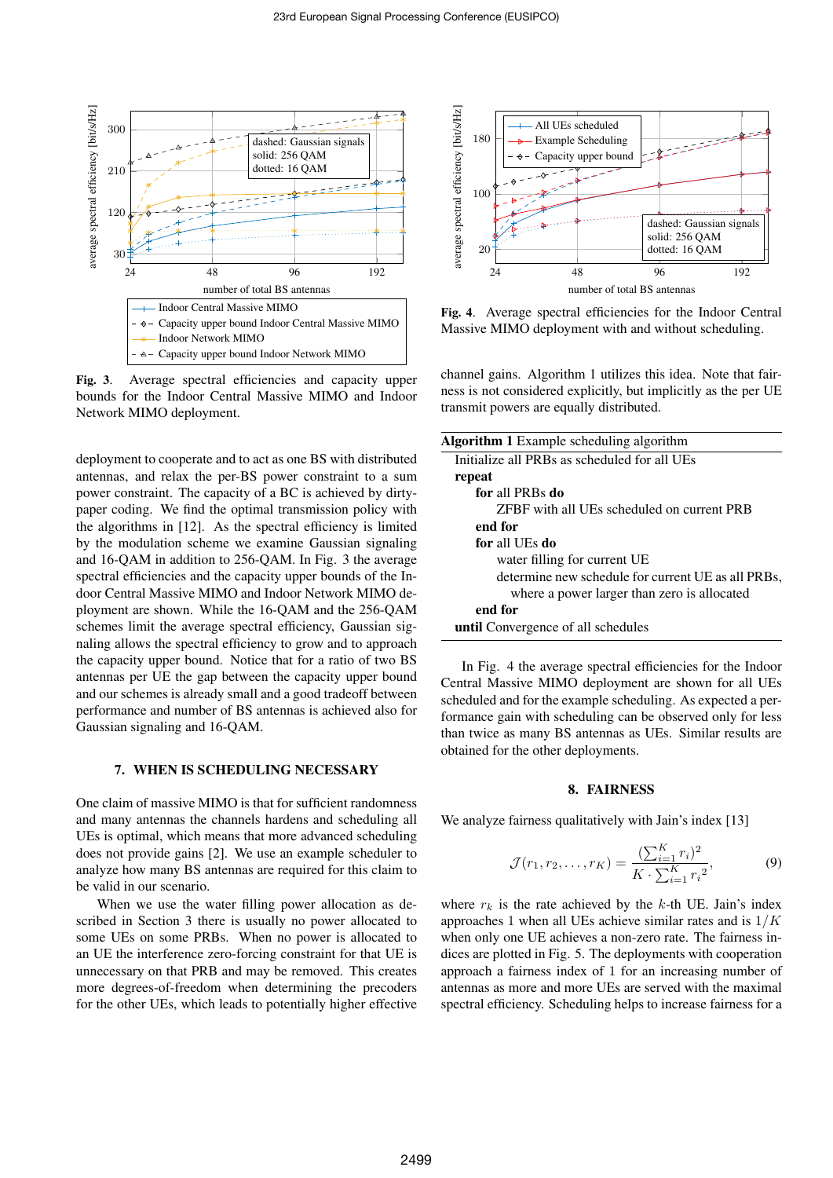Fig. 3. Average spectral efficiencies and capacity upper bounds for the Indoor Central Massive MIMO and Indoor Network MIMO deployment.

deployment to cooperate and to act as one BS with distributed antennas, and relax the per-BS power constraint to a sum power constraint. The capacity of a BC is achieved by dirty-paper coding. We find the optimal transmission policy with the algorithms in [12]. As the spectral efficiency is limited by the modulation scheme we examine Gaussian signaling and 16-QAM in addition to 256-QAM. In Fig. 3 the average spectral efficiencies and the capacity upper bounds of the Indoor Central Massive MIMO and Indoor Network MIMO deployment are shown. While the 16-QAM and the 256-QAM schemes limit the average spectral efficiency, Gaussian signaling allows the spectral efficiency to grow and to approach the capacity upper bound. Notice that for a ratio of two BS antennas per UE the gap between the capacity upper bound and our schemes is already small and a good tradeoff between performance and number of BS antennas is achieved also for Gaussian signaling and 16-QAM.

## 7. WHEN IS SCHEDULING NECESSARY

One claim of massive MIMO is that for sufficient randomness and many antennas the channels hardens and scheduling all UEs is optimal, which means that more advanced scheduling does not provide gains [2]. We use an example scheduler to analyze how many BS antennas are required for this claim to be valid in our scenario.

When we use the water filling power allocation as described in Section 3 there is usually no power allocated to some UEs on some PRBs. When no power is allocated to an UE the interference zero-forcing constraint for that UE is unnecessary on that PRB and may be removed. This creates more degrees-of-freedom when determining the precoders for the other UEs, which leads to potentially higher effective channel gains. Algorithm 1 utilizes this idea. Note that fairness is not considered explicitly, but implicitly as the per UE transmit powers are equally distributed.

Fig. 4. Average spectral efficiencies for the Indoor Central Massive MIMO deployment with and without scheduling.

**Algorithm 1** Example scheduling algorithm

```
Initialize all PRBs as scheduled for all UEs
repeat
    for all PRBs do
        ZFBF with all UEs scheduled on current PRB
    end for
    for all UEs do
        water filling for current UE
        determine new schedule for current UE as all PRBs,
            where a power larger than zero is allocated
    end for
until Convergence of all schedules
```

In Fig. 4 the average spectral efficiencies for the Indoor Central Massive MIMO deployment are shown for all UEs scheduled and for the example scheduling. As expected a performance gain with scheduling can be observed only for less than twice as many BS antennas as UEs. Similar results are obtained for the other deployments.

## 8. FAIRNESS

We analyze fairness qualitatively with Jain's index [13]

$$\mathcal{J}(r_1, r_2, \ldots, r_K) = \frac{(\sum_{i=1}^{K} r_i)^2}{K \cdot \sum_{i=1}^{K} {r_i}^2}, \tag{9}$$

where $r_k$ is the rate achieved by the $k$-th UE. Jain's index approaches 1 when all UEs achieve similar rates and is $1/K$ when only one UE achieves a non-zero rate. The fairness indices are plotted in Fig. 5. The deployments with cooperation approach a fairness index of 1 for an increasing number of antennas as more and more UEs are served with the maximal spectral efficiency. Scheduling helps to increase fairness for a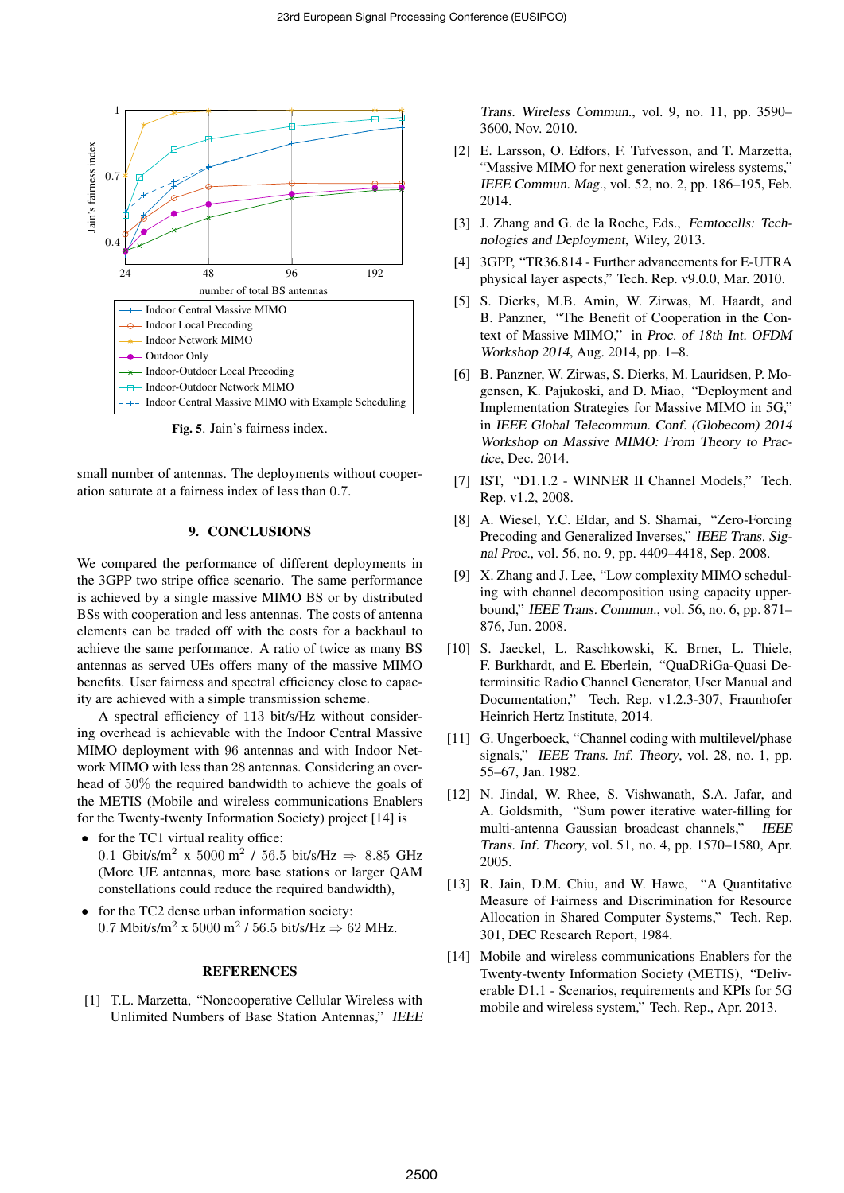Jain's fairness index

1

0.7

0.4

24

48

96

192

number of total BS antennas

Indoor Central Massive MIMO
Indoor Local Precoding
Indoor Network MIMO
Outdoor Only
Indoor-Outdoor Local Precoding
Indoor-Outdoor Network MIMO
Indoor Central Massive MIMO with Example Scheduling

**Fig. 5**. Jain's fairness index.

small number of antennas. The deployments without cooperation saturate at a fairness index of less than $0.7$.

## 9. CONCLUSIONS

We compared the performance of different deployments in the 3GPP two stripe office scenario. The same performance is achieved by a single massive MIMO BS or by distributed BSs with cooperation and less antennas. The costs of antenna elements can be traded off with the costs for a backhaul to achieve the same performance. A ratio of twice as many BS antennas as served UEs offers many of the massive MIMO benefits. User fairness and spectral efficiency close to capacity are achieved with a simple transmission scheme.

A spectral efficiency of 113 bit/s/Hz without considering overhead is achievable with the Indoor Central Massive MIMO deployment with $96$ antennas and with Indoor Network MIMO with less than $28$ antennas. Considering an overhead of $50\%$ the required bandwidth to achieve the goals of the METIS (Mobile and wireless communications Enablers for the Twenty-twenty Information Society) project [14] is

- for the TC1 virtual reality office:
  $0.1$ Gbit/s/m$^2$ x $5000$ m$^2$ / $56.5$ bit/s/Hz $\Rightarrow$ $8.85$ GHz (More UE antennas, more base stations or larger QAM constellations could reduce the required bandwidth),
- for the TC2 dense urban information society:
  $0.7$ Mbit/s/m$^2$ x $5000$ m$^2$ / $56.5$ bit/s/Hz $\Rightarrow$ 62 MHz.

## REFERENCES

[1] T.L. Marzetta, "Noncooperative Cellular Wireless with Unlimited Numbers of Base Station Antennas," *IEEE Trans. Wireless Commun.*, vol. 9, no. 11, pp. 3590–3600, Nov. 2010.

[2] E. Larsson, O. Edfors, F. Tufvesson, and T. Marzetta, "Massive MIMO for next generation wireless systems," *IEEE Commun. Mag.*, vol. 52, no. 2, pp. 186–195, Feb. 2014.

[3] J. Zhang and G. de la Roche, Eds., *Femtocells: Technologies and Deployment*, Wiley, 2013.

[4] 3GPP, "TR36.814 - Further advancements for E-UTRA physical layer aspects," Tech. Rep. v9.0.0, Mar. 2010.

[5] S. Dierks, M.B. Amin, W. Zirwas, M. Haardt, and B. Panzner, "The Benefit of Cooperation in the Context of Massive MIMO," in *Proc. of 18th Int. OFDM Workshop 2014*, Aug. 2014, pp. 1–8.

[6] B. Panzner, W. Zirwas, S. Dierks, M. Lauridsen, P. Mogensen, K. Pajukoski, and D. Miao, "Deployment and Implementation Strategies for Massive MIMO in 5G," in *IEEE Global Telecommun. Conf. (Globecom) 2014 Workshop on Massive MIMO: From Theory to Practice*, Dec. 2014.

[7] IST, "D1.1.2 - WINNER II Channel Models," Tech. Rep. v1.2, 2008.

[8] A. Wiesel, Y.C. Eldar, and S. Shamai, "Zero-Forcing Precoding and Generalized Inverses," *IEEE Trans. Signal Proc.*, vol. 56, no. 9, pp. 4409–4418, Sep. 2008.

[9] X. Zhang and J. Lee, "Low complexity MIMO scheduling with channel decomposition using capacity upperbound," *IEEE Trans. Commun.*, vol. 56, no. 6, pp. 871–876, Jun. 2008.

[10] S. Jaeckel, L. Raschkowski, K. Brner, L. Thiele, F. Burkhardt, and E. Eberlein, "QuaDRiGa-Quasi Deterministic Radio Channel Generator, User Manual and Documentation," Tech. Rep. v1.2.3-307, Fraunhofer Heinrich Hertz Institute, 2014.

[11] G. Ungerboeck, "Channel coding with multilevel/phase signals," *IEEE Trans. Inf. Theory*, vol. 28, no. 1, pp. 55–67, Jan. 1982.

[12] N. Jindal, W. Rhee, S. Vishwanath, S.A. Jafar, and A. Goldsmith, "Sum power iterative water-filling for multi-antenna Gaussian broadcast channels," *IEEE Trans. Inf. Theory*, vol. 51, no. 4, pp. 1570–1580, Apr. 2005.

[13] R. Jain, D.M. Chiu, and W. Hawe, "A Quantitative Measure of Fairness and Discrimination for Resource Allocation in Shared Computer Systems," Tech. Rep. 301, DEC Research Report, 1984.

[14] Mobile and wireless communications Enablers for the Twenty-twenty Information Society (METIS), "Deliverable D1.1 - Scenarios, requirements and KPIs for 5G mobile and wireless system," Tech. Rep., Apr. 2013.